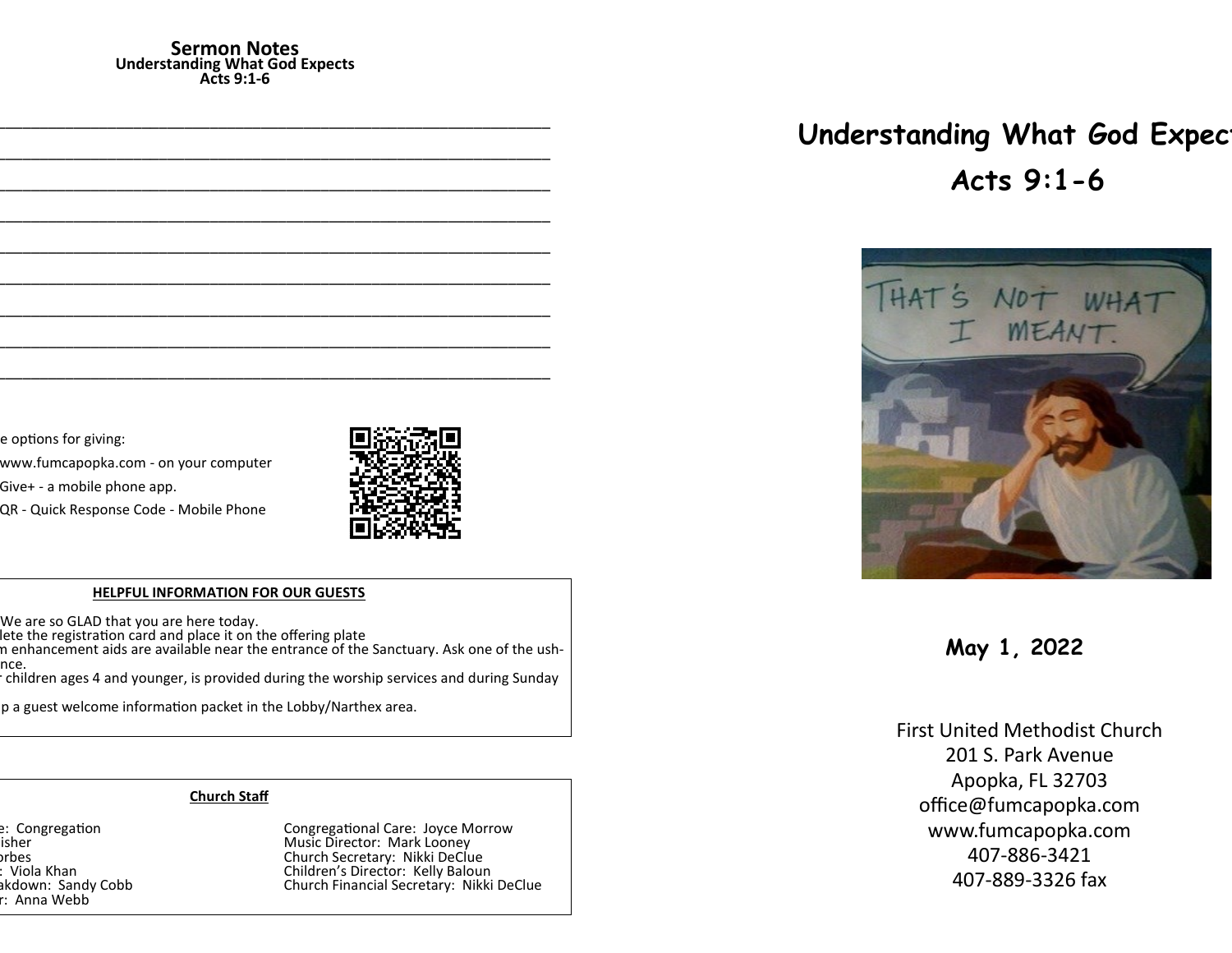## Sermon Notes

**Understanding What God Expects**
**Acts 9:1-6**

_______________________________________________________________

_______________________________________________________________

_______________________________________________________________

_______________________________________________________________

_______________________________________________________________

_______________________________________________________________

_______________________________________________________________

_______________________________________________________________

_______________________________________________________________

e options for giving:

www.fumcapopka.com - on your computer

Give+ - a mobile phone app.

QR - Quick Response Code - Mobile Phone

**HELPFUL INFORMATION FOR OUR GUESTS**

We are so GLAD that you are here today.
lete the registration card and place it on the offering plate
n enhancement aids are available near the entrance of the Sanctuary. Ask one of the ush-
nce.
 children ages 4 and younger, is provided during the worship services and during Sunday

p a guest welcome information packet in the Lobby/Narthex area.

**Church Staff**

| | |
|---|---|
| e: Congregation | Congregational Care: Joyce Morrow |
| isher | Music Director: Mark Looney |
| orbes | Church Secretary: Nikki DeClue |
| : Viola Khan | Children's Director: Kelly Baloun |
| akdown: Sandy Cobb | Church Financial Secretary: Nikki DeClue |
| r: Anna Webb | |

# Understanding What God Expect

## Acts 9:1-6

**May 1, 2022**

First United Methodist Church
201 S. Park Avenue
Apopka, FL 32703
office@fumcapopka.com
www.fumcapopka.com
407-886-3421
407-889-3326 fax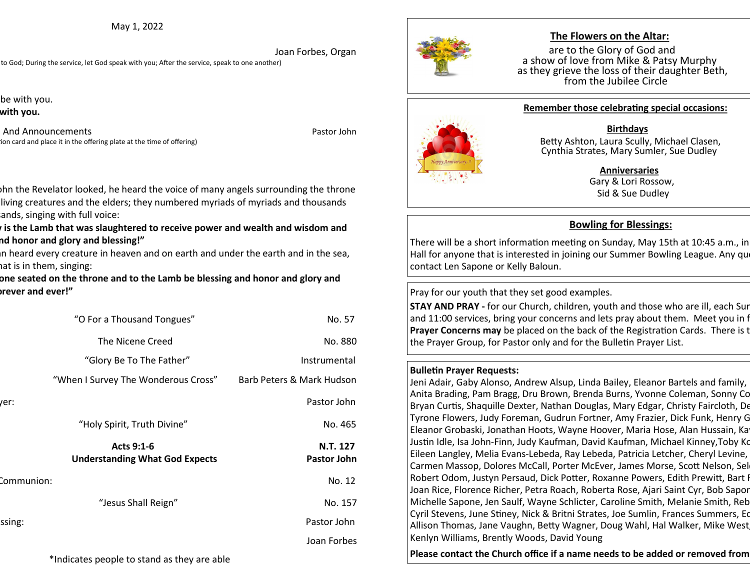May 1, 2022

Joan Forbes, Organ

to God; During the service, let God speak with you; After the service, speak to one another)

be with you.

**with you.**

And Announcements — Pastor John

ion card and place it in the offering plate at the time of offering)

ohn the Revelator looked, he heard the voice of many angels surrounding the throne living creatures and the elders; they numbered myriads of myriads and thousands sands, singing with full voice:

**y is the Lamb that was slaughtered to receive power and wealth and wisdom and nd honor and glory and blessing!"**

n heard every creature in heaven and on earth and under the earth and in the sea, hat is in them, singing:

**one seated on the throne and to the Lamb be blessing and honor and glory and orever and ever!"**

| | | |
|---|---|---|
| | "O For a Thousand Tongues" | No. 57 |
| | The Nicene Creed | No. 880 |
| | "Glory Be To The Father" | Instrumental |
| | "When I Survey The Wonderous Cross" | Barb Peters & Mark Hudson |
| yer: | | Pastor John |
| | "Holy Spirit, Truth Divine" | No. 465 |
| | **Acts 9:1-6**<br>**Understanding What God Expects** | **N.T. 127**<br>**Pastor John** |
| Communion: | | No. 12 |
| | "Jesus Shall Reign" | No. 157 |
| ssing: | | Pastor John |
| | | Joan Forbes |

*Indicates people to stand as they are able

## The Flowers on the Altar:

are to the Glory of God and
a show of love from Mike & Patsy Murphy
as they grieve the loss of their daughter Beth,
from the Jubilee Circle

## Remember those celebrating special occasions:

**Birthdays**

Betty Ashton, Laura Scully, Michael Clasen,
Cynthia Strates, Mary Sumler, Sue Dudley

**Anniversaries**

Gary & Lori Rossow,
Sid & Sue Dudley

## Bowling for Blessings:

There will be a short information meeting on Sunday, May 15th at 10:45 a.m., in Hall for anyone that is interested in joining our Summer Bowling League. Any qu contact Len Sapone or Kelly Baloun.

Pray for our youth that they set good examples.

**STAY AND PRAY -** for our Church, children, youth and those who are ill, each Sur and 11:00 services, bring your concerns and lets pray about them. Meet you in f **Prayer Concerns may** be placed on the back of the Registration Cards. There is t the Prayer Group, for Pastor only and for the Bulletin Prayer List.

**Bulletin Prayer Requests:**

Jeni Adair, Gaby Alonso, Andrew Alsup, Linda Bailey, Eleanor Bartels and family, Anita Brading, Pam Bragg, Dru Brown, Brenda Burns, Yvonne Coleman, Sonny Co Bryan Curtis, Shaquille Dexter, Nathan Douglas, Mary Edgar, Christy Faircloth, De Tyrone Flowers, Judy Foreman, Gudrun Fortner, Amy Frazier, Dick Funk, Henry G Eleanor Grobaski, Jonathan Hoots, Wayne Hoover, Maria Hose, Alan Hussain, Ka Justin Idle, Isa John-Finn, Judy Kaufman, David Kaufman, Michael Kinney,Toby Ko Eileen Langley, Melia Evans-Lebeda, Ray Lebeda, Patricia Letcher, Cheryl Levine, Carmen Massop, Dolores McCall, Porter McEver, James Morse, Scott Nelson, Sel Robert Odom, Justyn Persaud, Dick Potter, Roxanne Powers, Edith Prewitt, Bart F Joan Rice, Florence Richer, Petra Roach, Roberta Rose, Ajari Saint Cyr, Bob Sapor Michelle Sapone, Jen Saulf, Wayne Schlicter, Caroline Smith, Melanie Smith, Reb Cyril Stevens, June Stiney, Nick & Britni Strates, Joe Sumlin, Frances Summers, Ed Allison Thomas, Jane Vaughn, Betty Wagner, Doug Wahl, Hal Walker, Mike West, Kenlyn Williams, Brently Woods, David Young

**Please contact the Church office if a name needs to be added or removed from**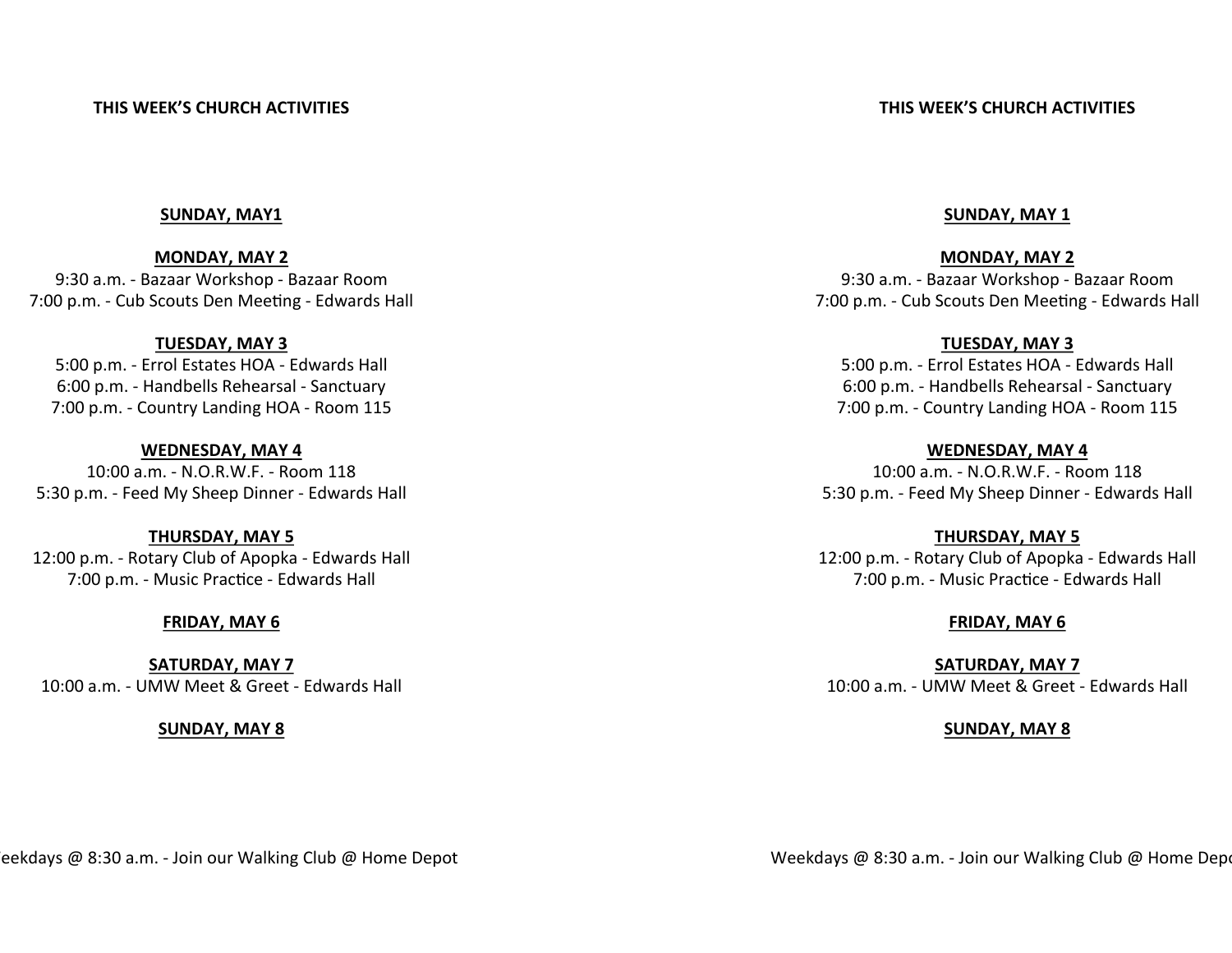**THIS WEEK'S CHURCH ACTIVITIES**

**SUNDAY, MAY1**

**MONDAY, MAY 2**
9:30 a.m. - Bazaar Workshop - Bazaar Room
7:00 p.m. - Cub Scouts Den Meeting - Edwards Hall

**TUESDAY, MAY 3**
5:00 p.m. - Errol Estates HOA - Edwards Hall
6:00 p.m. - Handbells Rehearsal - Sanctuary
7:00 p.m. - Country Landing HOA - Room 115

**WEDNESDAY, MAY 4**
10:00 a.m. - N.O.R.W.F. - Room 118
5:30 p.m. - Feed My Sheep Dinner - Edwards Hall

**THURSDAY, MAY 5**
12:00 p.m. - Rotary Club of Apopka - Edwards Hall
7:00 p.m. - Music Practice - Edwards Hall

**FRIDAY, MAY 6**

**SATURDAY, MAY 7**
10:00 a.m. - UMW Meet & Greet - Edwards Hall

**SUNDAY, MAY 8**

eekdays @ 8:30 a.m. - Join our Walking Club @ Home Depot

**THIS WEEK'S CHURCH ACTIVITIES**

**SUNDAY, MAY 1**

**MONDAY, MAY 2**
9:30 a.m. - Bazaar Workshop - Bazaar Room
7:00 p.m. - Cub Scouts Den Meeting - Edwards Hall

**TUESDAY, MAY 3**
5:00 p.m. - Errol Estates HOA - Edwards Hall
6:00 p.m. - Handbells Rehearsal - Sanctuary
7:00 p.m. - Country Landing HOA - Room 115

**WEDNESDAY, MAY 4**
10:00 a.m. - N.O.R.W.F. - Room 118
5:30 p.m. - Feed My Sheep Dinner - Edwards Hall

**THURSDAY, MAY 5**
12:00 p.m. - Rotary Club of Apopka - Edwards Hall
7:00 p.m. - Music Practice - Edwards Hall

**FRIDAY, MAY 6**

**SATURDAY, MAY 7**
10:00 a.m. - UMW Meet & Greet - Edwards Hall

**SUNDAY, MAY 8**

Weekdays @ 8:30 a.m. - Join our Walking Club @ Home Depo